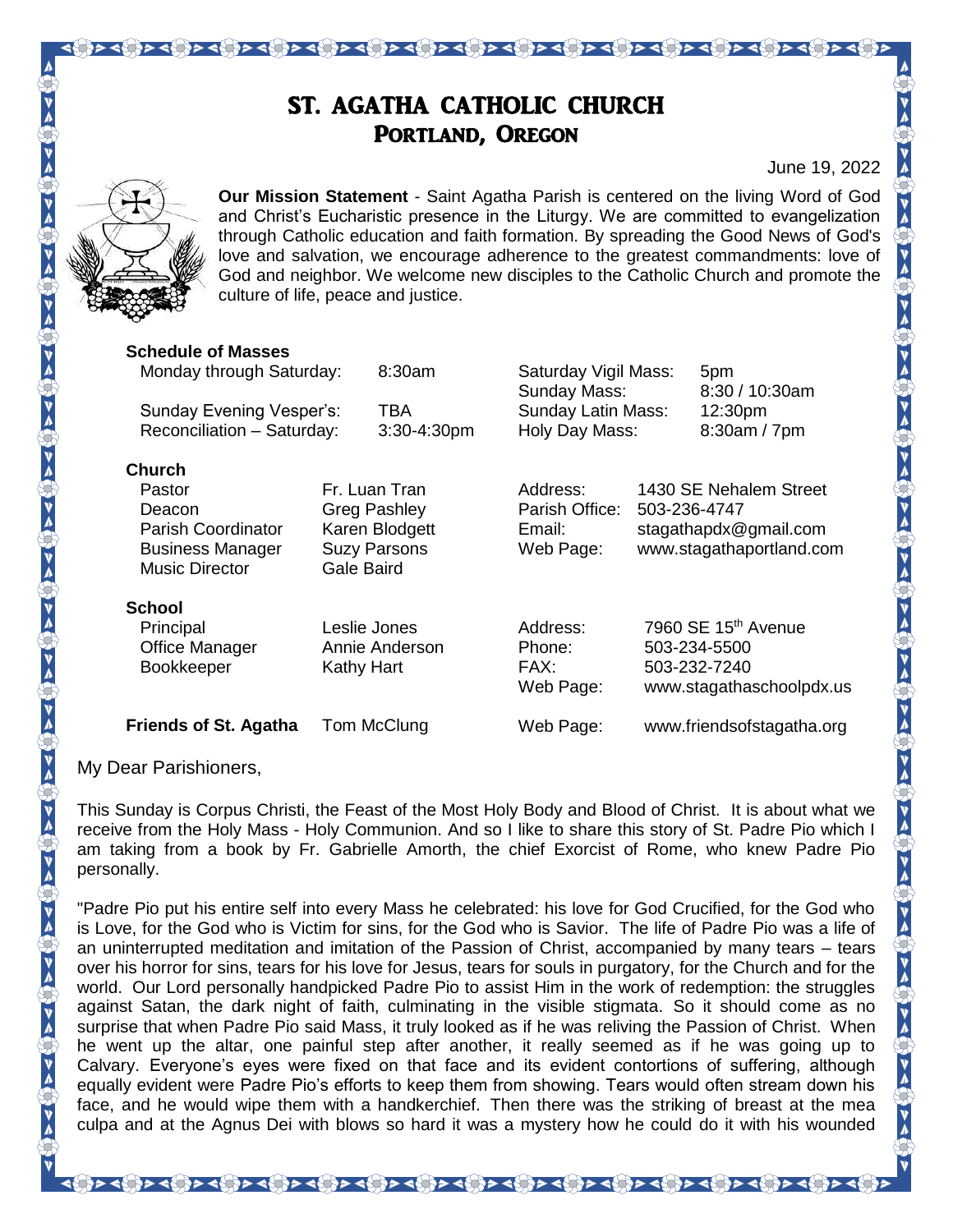# ST. AGATHA CATHOLIC CHURCH
## Portland, Oregon

June 19, 2022

**Our Mission Statement** - Saint Agatha Parish is centered on the living Word of God and Christ's Eucharistic presence in the Liturgy. We are committed to evangelization through Catholic education and faith formation. By spreading the Good News of God's love and salvation, we encourage adherence to the greatest commandments: love of God and neighbor. We welcome new disciples to the Catholic Church and promote the culture of life, peace and justice.

**Schedule of Masses**

| | | | |
|---|---|---|---|
| Monday through Saturday: | 8:30am | Saturday Vigil Mass: | 5pm |
| | | Sunday Mass: | 8:30 / 10:30am |
| Sunday Evening Vesper's: | TBA | Sunday Latin Mass: | 12:30pm |
| Reconciliation – Saturday: | 3:30-4:30pm | Holy Day Mass: | 8:30am / 7pm |

**Church**

| | | | |
|---|---|---|---|
| Pastor | Fr. Luan Tran | Address: | 1430 SE Nehalem Street |
| Deacon | Greg Pashley | Parish Office: | 503-236-4747 |
| Parish Coordinator | Karen Blodgett | Email: | stagathapdx@gmail.com |
| Business Manager | Suzy Parsons | Web Page: | www.stagathaportland.com |
| Music Director | Gale Baird | | |

**School**

| | | | |
|---|---|---|---|
| Principal | Leslie Jones | Address: | 7960 SE 15th Avenue |
| Office Manager | Annie Anderson | Phone: | 503-234-5500 |
| Bookkeeper | Kathy Hart | FAX: | 503-232-7240 |
| | | Web Page: | www.stagathaschoolpdx.us |

**Friends of St. Agatha** Tom McClung Web Page: www.friendsofstagatha.org

My Dear Parishioners,

This Sunday is Corpus Christi, the Feast of the Most Holy Body and Blood of Christ. It is about what we receive from the Holy Mass - Holy Communion. And so I like to share this story of St. Padre Pio which I am taking from a book by Fr. Gabrielle Amorth, the chief Exorcist of Rome, who knew Padre Pio personally.

"Padre Pio put his entire self into every Mass he celebrated: his love for God Crucified, for the God who is Love, for the God who is Victim for sins, for the God who is Savior. The life of Padre Pio was a life of an uninterrupted meditation and imitation of the Passion of Christ, accompanied by many tears – tears over his horror for sins, tears for his love for Jesus, tears for souls in purgatory, for the Church and for the world. Our Lord personally handpicked Padre Pio to assist Him in the work of redemption: the struggles against Satan, the dark night of faith, culminating in the visible stigmata. So it should come as no surprise that when Padre Pio said Mass, it truly looked as if he was reliving the Passion of Christ. When he went up the altar, one painful step after another, it really seemed as if he was going up to Calvary. Everyone's eyes were fixed on that face and its evident contortions of suffering, although equally evident were Padre Pio's efforts to keep them from showing. Tears would often stream down his face, and he would wipe them with a handkerchief. Then there was the striking of breast at the mea culpa and at the Agnus Dei with blows so hard it was a mystery how he could do it with his wounded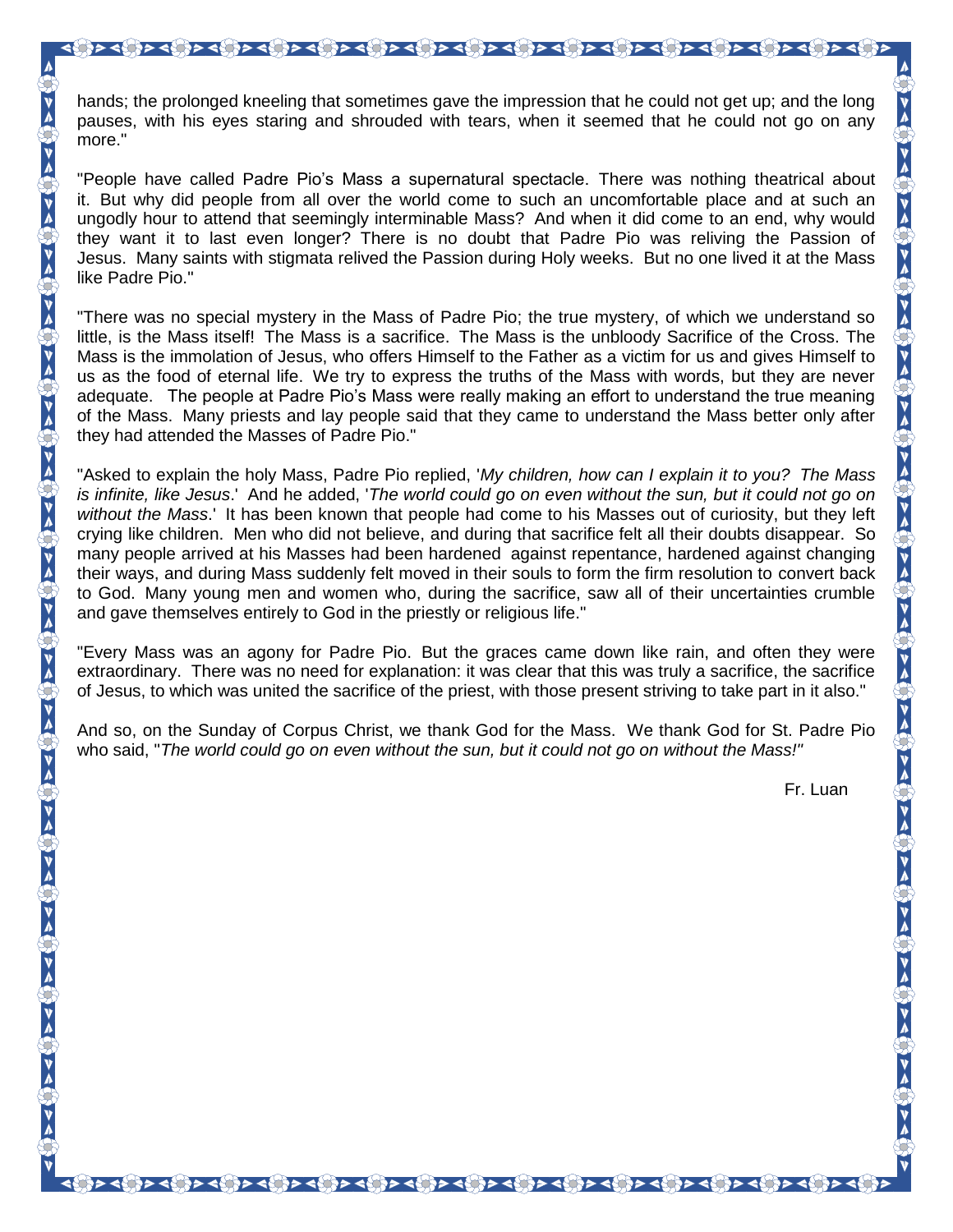hands; the prolonged kneeling that sometimes gave the impression that he could not get up; and the long pauses, with his eyes staring and shrouded with tears, when it seemed that he could not go on any more."

"People have called Padre Pio's Mass a supernatural spectacle. There was nothing theatrical about it. But why did people from all over the world come to such an uncomfortable place and at such an ungodly hour to attend that seemingly interminable Mass? And when it did come to an end, why would they want it to last even longer? There is no doubt that Padre Pio was reliving the Passion of Jesus. Many saints with stigmata relived the Passion during Holy weeks. But no one lived it at the Mass like Padre Pio."

"There was no special mystery in the Mass of Padre Pio; the true mystery, of which we understand so little, is the Mass itself! The Mass is a sacrifice. The Mass is the unbloody Sacrifice of the Cross. The Mass is the immolation of Jesus, who offers Himself to the Father as a victim for us and gives Himself to us as the food of eternal life. We try to express the truths of the Mass with words, but they are never adequate. The people at Padre Pio's Mass were really making an effort to understand the true meaning of the Mass. Many priests and lay people said that they came to understand the Mass better only after they had attended the Masses of Padre Pio."

"Asked to explain the holy Mass, Padre Pio replied, '*My children, how can I explain it to you? The Mass is infinite, like Jesus*.' And he added, '*The world could go on even without the sun, but it could not go on without the Mass*.' It has been known that people had come to his Masses out of curiosity, but they left crying like children. Men who did not believe, and during that sacrifice felt all their doubts disappear. So many people arrived at his Masses had been hardened against repentance, hardened against changing their ways, and during Mass suddenly felt moved in their souls to form the firm resolution to convert back to God. Many young men and women who, during the sacrifice, saw all of their uncertainties crumble and gave themselves entirely to God in the priestly or religious life."

"Every Mass was an agony for Padre Pio. But the graces came down like rain, and often they were extraordinary. There was no need for explanation: it was clear that this was truly a sacrifice, the sacrifice of Jesus, to which was united the sacrifice of the priest, with those present striving to take part in it also."

And so, on the Sunday of Corpus Christ, we thank God for the Mass. We thank God for St. Padre Pio who said, "*The world could go on even without the sun, but it could not go on without the Mass!"*

Fr. Luan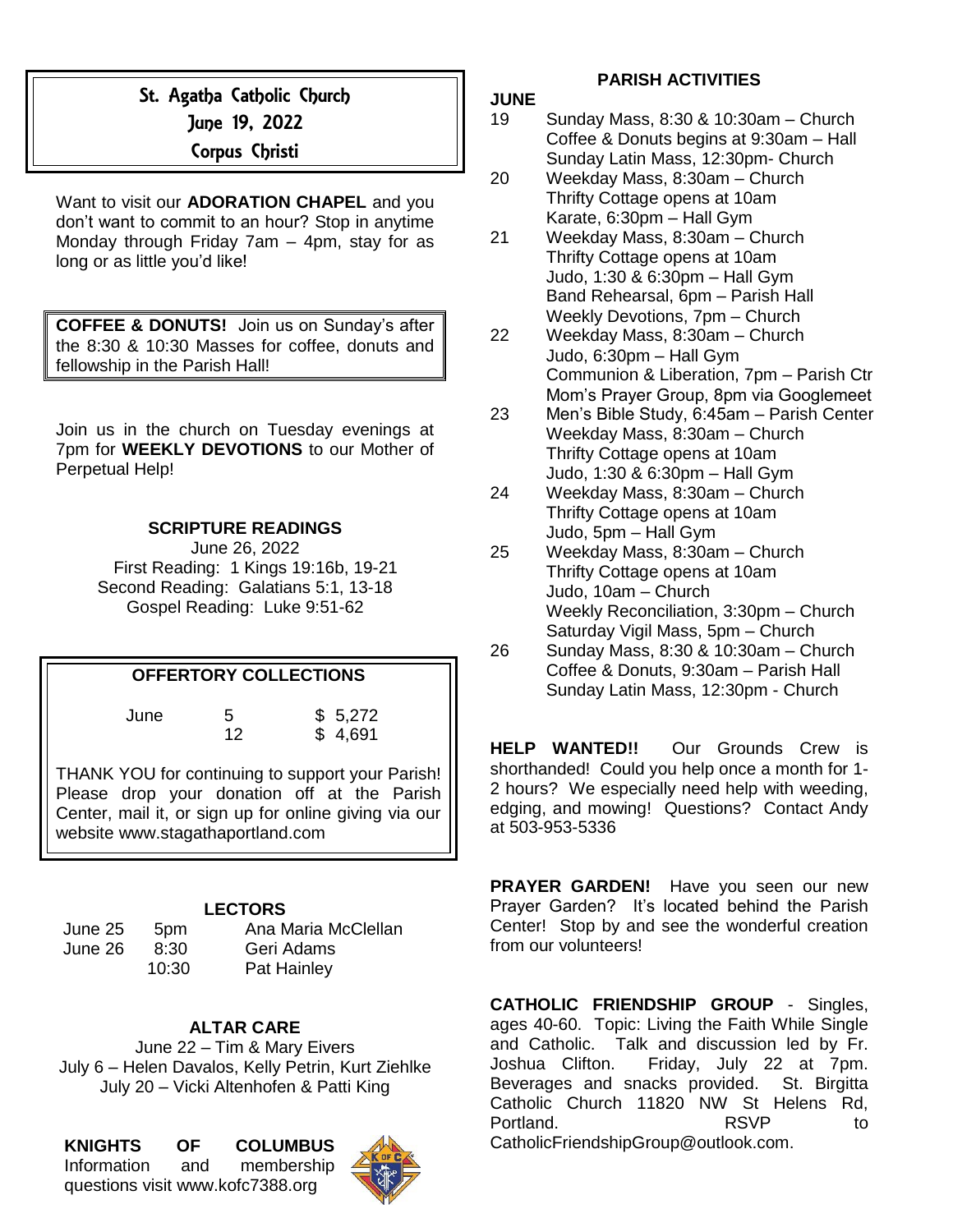# St. Agatha Catholic Church

## June 19, 2022

## Corpus Christi

Want to visit our **ADORATION CHAPEL** and you don't want to commit to an hour? Stop in anytime Monday through Friday 7am – 4pm, stay for as long or as little you'd like!

**COFFEE & DONUTS!** Join us on Sunday's after the 8:30 & 10:30 Masses for coffee, donuts and fellowship in the Parish Hall!

Join us in the church on Tuesday evenings at 7pm for **WEEKLY DEVOTIONS** to our Mother of Perpetual Help!

### SCRIPTURE READINGS

June 26, 2022
First Reading: 1 Kings 19:16b, 19-21
Second Reading: Galatians 5:1, 13-18
Gospel Reading: Luke 9:51-62

### OFFERTORY COLLECTIONS

| June | | |
|---|---|---|
| | 5 | $ 5,272 |
| | 12 | $ 4,691 |

THANK YOU for continuing to support your Parish! Please drop your donation off at the Parish Center, mail it, or sign up for online giving via our website www.stagathaportland.com

### LECTORS

| | | |
|---|---|---|
| June 25 | 5pm | Ana Maria McClellan |
| June 26 | 8:30 | Geri Adams |
| | 10:30 | Pat Hainley |

### ALTAR CARE

June 22 – Tim & Mary Eivers
July 6 – Helen Davalos, Kelly Petrin, Kurt Ziehlke
July 20 – Vicki Altenhofen & Patti King

**KNIGHTS OF COLUMBUS** Information and membership questions visit www.kofc7388.org

### PARISH ACTIVITIES

**JUNE**

19 Sunday Mass, 8:30 & 10:30am – Church
Coffee & Donuts begins at 9:30am – Hall
Sunday Latin Mass, 12:30pm- Church

20 Weekday Mass, 8:30am – Church
Thrifty Cottage opens at 10am
Karate, 6:30pm – Hall Gym

21 Weekday Mass, 8:30am – Church
Thrifty Cottage opens at 10am
Judo, 1:30 & 6:30pm – Hall Gym
Band Rehearsal, 6pm – Parish Hall
Weekly Devotions, 7pm – Church

22 Weekday Mass, 8:30am – Church
Judo, 6:30pm – Hall Gym
Communion & Liberation, 7pm – Parish Ctr
Mom's Prayer Group, 8pm via Googlemeet

23 Men's Bible Study, 6:45am – Parish Center
Weekday Mass, 8:30am – Church
Thrifty Cottage opens at 10am
Judo, 1:30 & 6:30pm – Hall Gym

24 Weekday Mass, 8:30am – Church
Thrifty Cottage opens at 10am
Judo, 5pm – Hall Gym

25 Weekday Mass, 8:30am – Church
Thrifty Cottage opens at 10am
Judo, 10am – Church
Weekly Reconciliation, 3:30pm – Church
Saturday Vigil Mass, 5pm – Church

26 Sunday Mass, 8:30 & 10:30am – Church
Coffee & Donuts, 9:30am – Parish Hall
Sunday Latin Mass, 12:30pm - Church

**HELP WANTED!!** Our Grounds Crew is shorthanded! Could you help once a month for 1-2 hours? We especially need help with weeding, edging, and mowing! Questions? Contact Andy at 503-953-5336

**PRAYER GARDEN!** Have you seen our new Prayer Garden? It's located behind the Parish Center! Stop by and see the wonderful creation from our volunteers!

**CATHOLIC FRIENDSHIP GROUP** - Singles, ages 40-60. Topic: Living the Faith While Single and Catholic. Talk and discussion led by Fr. Joshua Clifton. Friday, July 22 at 7pm. Beverages and snacks provided. St. Birgitta Catholic Church 11820 NW St Helens Rd, Portland. RSVP to CatholicFriendshipGroup@outlook.com.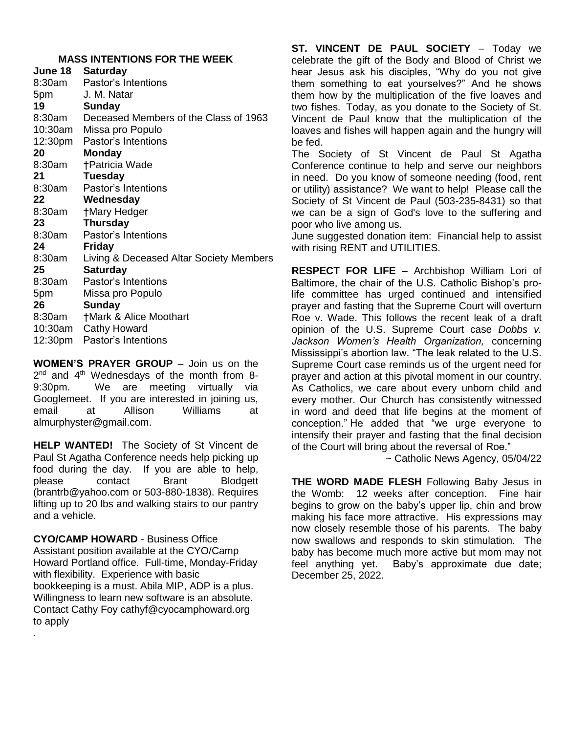## MASS INTENTIONS FOR THE WEEK

| | |
|---|---|
| **June 18** | **Saturday** |
| 8:30am | Pastor's Intentions |
| 5pm | J. M. Natar |
| **19** | **Sunday** |
| 8:30am | Deceased Members of the Class of 1963 |
| 10:30am | Missa pro Populo |
| 12:30pm | Pastor's Intentions |
| **20** | **Monday** |
| 8:30am | †Patricia Wade |
| **21** | **Tuesday** |
| 8:30am | Pastor's Intentions |
| **22** | **Wednesday** |
| 8:30am | †Mary Hedger |
| **23** | **Thursday** |
| 8:30am | Pastor's Intentions |
| **24** | **Friday** |
| 8:30am | Living & Deceased Altar Society Members |
| **25** | **Saturday** |
| 8:30am | Pastor's Intentions |
| 5pm | Missa pro Populo |
| **26** | **Sunday** |
| 8:30am | †Mark & Alice Moothart |
| 10:30am | Cathy Howard |
| 12:30pm | Pastor's Intentions |

**WOMEN'S PRAYER GROUP** – Join us on the 2nd and 4th Wednesdays of the month from 8-9:30pm. We are meeting virtually via Googlemeet. If you are interested in joining us, email at Allison Williams at almurphyster@gmail.com.

**HELP WANTED!** The Society of St Vincent de Paul St Agatha Conference needs help picking up food during the day. If you are able to help, please contact Brant Blodgett (brantrb@yahoo.com or 503-880-1838). Requires lifting up to 20 lbs and walking stairs to our pantry and a vehicle.

**CYO/CAMP HOWARD** - Business Office Assistant position available at the CYO/Camp Howard Portland office. Full-time, Monday-Friday with flexibility. Experience with basic bookkeeping is a must. Abila MIP, ADP is a plus. Willingness to learn new software is an absolute. Contact Cathy Foy cathyf@cyocamphoward.org to apply

.

**ST. VINCENT DE PAUL SOCIETY** – Today we celebrate the gift of the Body and Blood of Christ we hear Jesus ask his disciples, "Why do you not give them something to eat yourselves?" And he shows them how by the multiplication of the five loaves and two fishes. Today, as you donate to the Society of St. Vincent de Paul know that the multiplication of the loaves and fishes will happen again and the hungry will be fed.

The Society of St Vincent de Paul St Agatha Conference continue to help and serve our neighbors in need. Do you know of someone needing (food, rent or utility) assistance? We want to help! Please call the Society of St Vincent de Paul (503-235-8431) so that we can be a sign of God's love to the suffering and poor who live among us.

June suggested donation item: Financial help to assist with rising RENT and UTILITIES.

**RESPECT FOR LIFE** – Archbishop William Lori of Baltimore, the chair of the U.S. Catholic Bishop's pro-life committee has urged continued and intensified prayer and fasting that the Supreme Court will overturn Roe v. Wade. This follows the recent leak of a draft opinion of the U.S. Supreme Court case *Dobbs v. Jackson Women's Health Organization,* concerning Mississippi's abortion law. "The leak related to the U.S. Supreme Court case reminds us of the urgent need for prayer and action at this pivotal moment in our country. As Catholics, we care about every unborn child and every mother. Our Church has consistently witnessed in word and deed that life begins at the moment of conception." He added that "we urge everyone to intensify their prayer and fasting that the final decision of the Court will bring about the reversal of Roe."

~ Catholic News Agency, 05/04/22

**THE WORD MADE FLESH** Following Baby Jesus in the Womb: 12 weeks after conception. Fine hair begins to grow on the baby's upper lip, chin and brow making his face more attractive. His expressions may now closely resemble those of his parents. The baby now swallows and responds to skin stimulation. The baby has become much more active but mom may not feel anything yet. Baby's approximate due date; December 25, 2022.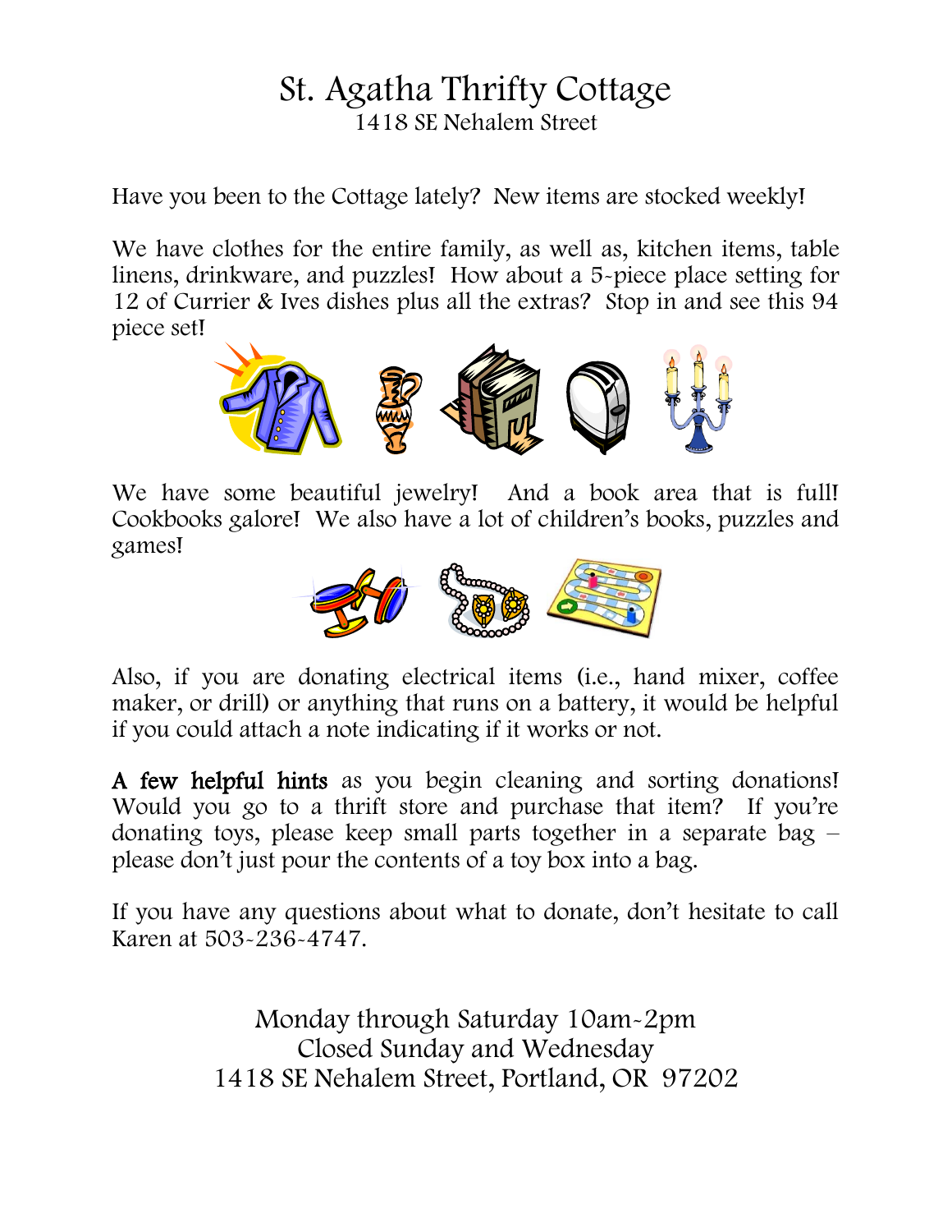# St. Agatha Thrifty Cottage

1418 SE Nehalem Street

Have you been to the Cottage lately? New items are stocked weekly!

We have clothes for the entire family, as well as, kitchen items, table linens, drinkware, and puzzles! How about a 5-piece place setting for 12 of Currier & Ives dishes plus all the extras? Stop in and see this 94 piece set!

We have some beautiful jewelry! And a book area that is full! Cookbooks galore! We also have a lot of children's books, puzzles and games!

Also, if you are donating electrical items (i.e., hand mixer, coffee maker, or drill) or anything that runs on a battery, it would be helpful if you could attach a note indicating if it works or not.

**A few helpful hints** as you begin cleaning and sorting donations! Would you go to a thrift store and purchase that item? If you're donating toys, please keep small parts together in a separate bag – please don't just pour the contents of a toy box into a bag.

If you have any questions about what to donate, don't hesitate to call Karen at 503-236-4747.

Monday through Saturday 10am-2pm
Closed Sunday and Wednesday
1418 SE Nehalem Street, Portland, OR 97202